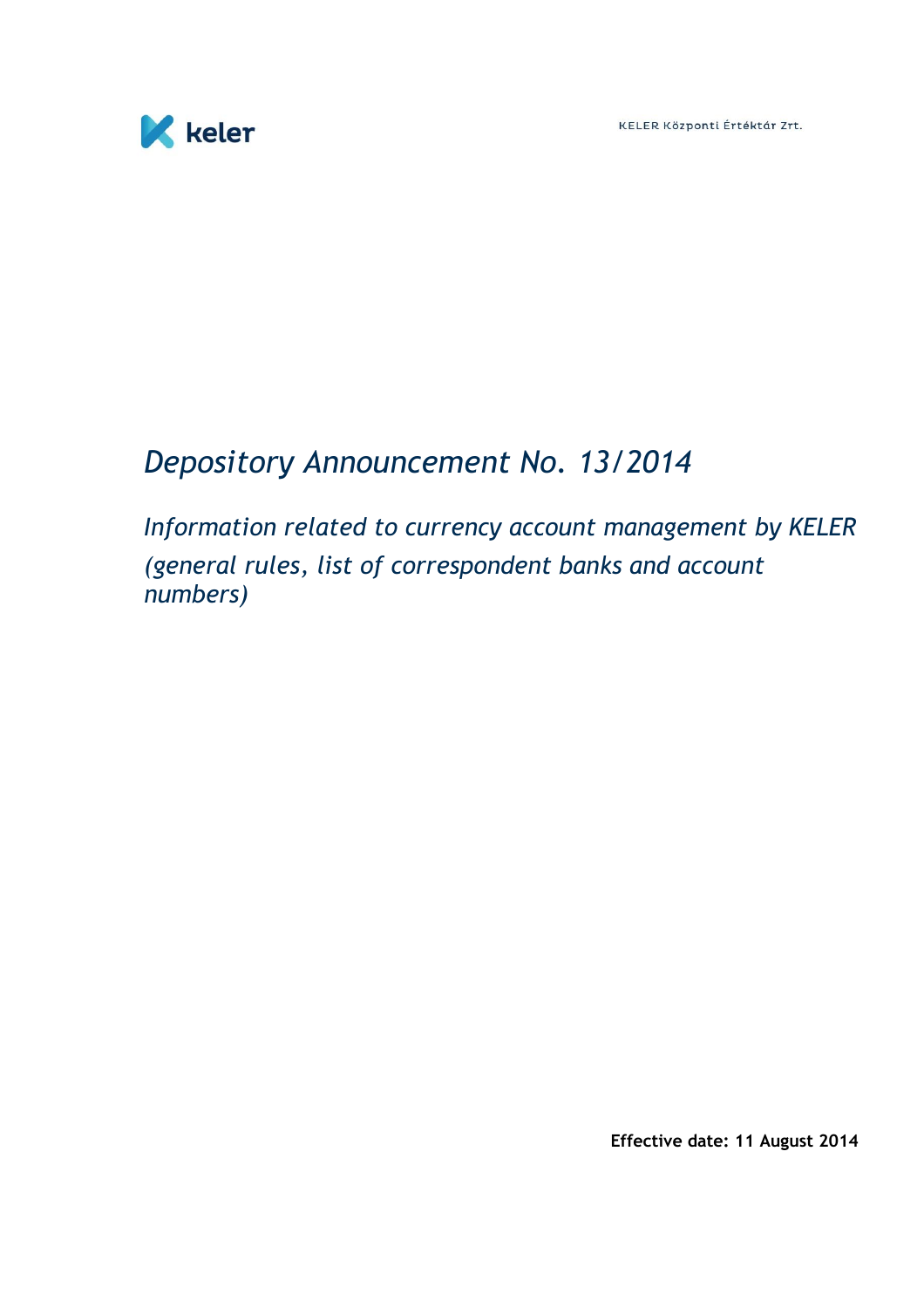# *Depository Announcement No. 13/2014*

## *Information related to currency account management by KELER (general rules, list of correspondent banks and account numbers)*

**Effective date: 11 August 2014**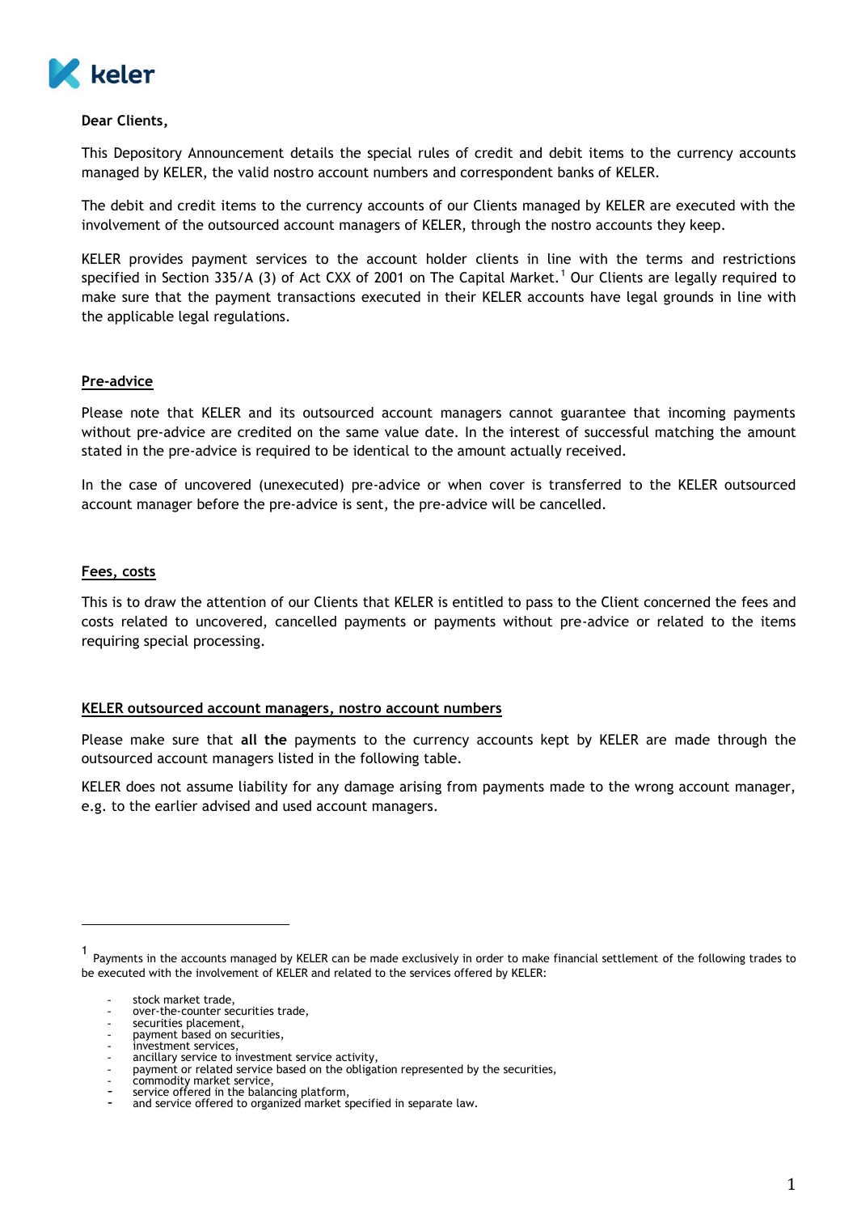Dear Clients,

This Depository Announcement details the special rules of credit and debit items to the currency accounts managed by KELER, the valid nostro account numbers and correspondent banks of KELER.

The debit and credit items to the currency accounts of our Clients managed by KELER are executed with the involvement of the outsourced account managers of KELER, through the nostro accounts they keep.

KELER provides payment services to the account holder clients in line with the terms and restrictions specified in Section 335/A (3) of Act CXX of 2001 on The Capital Market.[1] Our Clients are legally required to make sure that the payment transactions executed in their KELER accounts have legal grounds in line with the applicable legal regulations.

## Pre-advice

Please note that KELER and its outsourced account managers cannot guarantee that incoming payments without pre-advice are credited on the same value date. In the interest of successful matching the amount stated in the pre-advice is required to be identical to the amount actually received.

In the case of uncovered (unexecuted) pre-advice or when cover is transferred to the KELER outsourced account manager before the pre-advice is sent, the pre-advice will be cancelled.

## Fees, costs

This is to draw the attention of our Clients that KELER is entitled to pass to the Client concerned the fees and costs related to uncovered, cancelled payments or payments without pre-advice or related to the items requiring special processing.

## KELER outsourced account managers, nostro account numbers

Please make sure that **all the** payments to the currency accounts kept by KELER are made through the outsourced account managers listed in the following table.

KELER does not assume liability for any damage arising from payments made to the wrong account manager, e.g. to the earlier advised and used account managers.

---

[1] Payments in the accounts managed by KELER can be made exclusively in order to make financial settlement of the following trades to be executed with the involvement of KELER and related to the services offered by KELER:

- stock market trade,
- over-the-counter securities trade,
- securities placement,
- payment based on securities,
- investment services,
- ancillary service to investment service activity,
- payment or related service based on the obligation represented by the securities,
- commodity market service,
- service offered in the balancing platform,
- and service offered to organized market specified in separate law.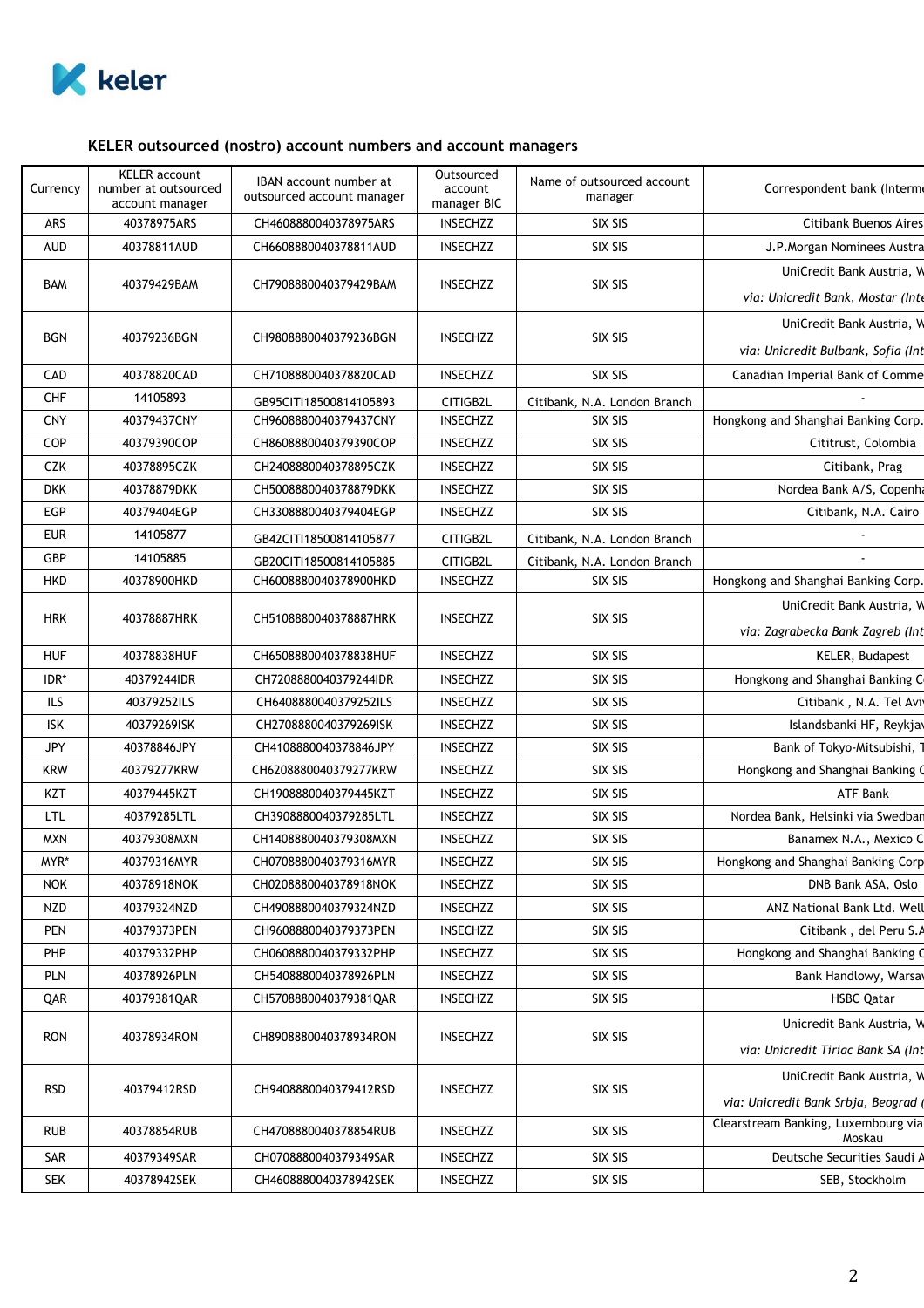### KELER outsourced (nostro) account numbers and account managers

| Currency | KELER account number at outsourced account manager | IBAN account number at outsourced account manager | Outsourced account manager BIC | Name of outsourced account manager | Correspondent bank (Interme |
|---|---|---|---|---|---|
| ARS | 40378975ARS | CH4608880040378975ARS | INSECHZZ | SIX SIS | Citibank Buenos Aires |
| AUD | 40378811AUD | CH6608880040378811AUD | INSECHZZ | SIX SIS | J.P.Morgan Nominees Austra |
| BAM | 40379429BAM | CH7908880040379429BAM | INSECHZZ | SIX SIS | UniCredit Bank Austria, W<br>*via: Unicredit Bank, Mostar (Inte* |
| BGN | 40379236BGN | CH9808880040379236BGN | INSECHZZ | SIX SIS | UniCredit Bank Austria, W<br>*via: Unicredit Bulbank, Sofia (Int* |
| CAD | 40378820CAD | CH7108880040378820CAD | INSECHZZ | SIX SIS | Canadian Imperial Bank of Comme |
| CHF | 14105893 | GB95CITI18500814105893 | CITIGB2L | Citibank, N.A. London Branch | - |
| CNY | 40379437CNY | CH9608880040379437CNY | INSECHZZ | SIX SIS | Hongkong and Shanghai Banking Corp. |
| COP | 40379390COP | CH8608880040379390COP | INSECHZZ | SIX SIS | Cititrust, Colombia |
| CZK | 40378895CZK | CH2408880040378895CZK | INSECHZZ | SIX SIS | Citibank, Prag |
| DKK | 40378879DKK | CH5008880040378879DKK | INSECHZZ | SIX SIS | Nordea Bank A/S, Copenha |
| EGP | 40379404EGP | CH3308880040379404EGP | INSECHZZ | SIX SIS | Citibank, N.A. Cairo |
| EUR | 14105877 | GB42CITI18500814105877 | CITIGB2L | Citibank, N.A. London Branch | - |
| GBP | 14105885 | GB20CITI18500814105885 | CITIGB2L | Citibank, N.A. London Branch | - |
| HKD | 40378900HKD | CH6008880040378900HKD | INSECHZZ | SIX SIS | Hongkong and Shanghai Banking Corp. |
| HRK | 40378887HRK | CH5108880040378887HRK | INSECHZZ | SIX SIS | UniCredit Bank Austria, W<br>*via: Zagrabecka Bank Zagreb (Int* |
| HUF | 40378838HUF | CH6508880040378838HUF | INSECHZZ | SIX SIS | KELER, Budapest |
| IDR* | 40379244IDR | CH7208880040379244IDR | INSECHZZ | SIX SIS | Hongkong and Shanghai Banking C |
| ILS | 40379252ILS | CH6408880040379252ILS | INSECHZZ | SIX SIS | Citibank , N.A. Tel Avi |
| ISK | 40379269ISK | CH2708880040379269ISK | INSECHZZ | SIX SIS | Islandsbanki HF, Reykjav |
| JPY | 40378846JPY | CH4108880040378846JPY | INSECHZZ | SIX SIS | Bank of Tokyo-Mitsubishi, T |
| KRW | 40379277KRW | CH6208880040379277KRW | INSECHZZ | SIX SIS | Hongkong and Shanghai Banking C |
| KZT | 40379445KZT | CH1908880040379445KZT | INSECHZZ | SIX SIS | ATF Bank |
| LTL | 40379285LTL | CH3908880040379285LTL | INSECHZZ | SIX SIS | Nordea Bank, Helsinki via Swedban |
| MXN | 40379308MXN | CH1408880040379308MXN | INSECHZZ | SIX SIS | Banamex N.A., Mexico C |
| MYR* | 40379316MYR | CH0708880040379316MYR | INSECHZZ | SIX SIS | Hongkong and Shanghai Banking Corp |
| NOK | 40378918NOK | CH0208880040378918NOK | INSECHZZ | SIX SIS | DNB Bank ASA, Oslo |
| NZD | 40379324NZD | CH4908880040379324NZD | INSECHZZ | SIX SIS | ANZ National Bank Ltd. Well |
| PEN | 40379373PEN | CH9608880040379373PEN | INSECHZZ | SIX SIS | Citibank , del Peru S.A |
| PHP | 40379332PHP | CH0608880040379332PHP | INSECHZZ | SIX SIS | Hongkong and Shanghai Banking C |
| PLN | 40378926PLN | CH5408880040378926PLN | INSECHZZ | SIX SIS | Bank Handlowy, Warsa |
| QAR | 40379381QAR | CH5708880040379381QAR | INSECHZZ | SIX SIS | HSBC Qatar |
| RON | 40378934RON | CH8908880040378934RON | INSECHZZ | SIX SIS | Unicredit Bank Austria, W<br>*via: Unicredit Tiriac Bank SA (Int* |
| RSD | 40379412RSD | CH9408880040379412RSD | INSECHZZ | SIX SIS | UniCredit Bank Austria, W<br>*via: Unicredit Bank Srbja, Beograd (* |
| RUB | 40378854RUB | CH4708880040378854RUB | INSECHZZ | SIX SIS | Clearstream Banking, Luxembourg via Moskau |
| SAR | 40379349SAR | CH0708880040379349SAR | INSECHZZ | SIX SIS | Deutsche Securities Saudi A |
| SEK | 40378942SEK | CH4608880040378942SEK | INSECHZZ | SIX SIS | SEB, Stockholm |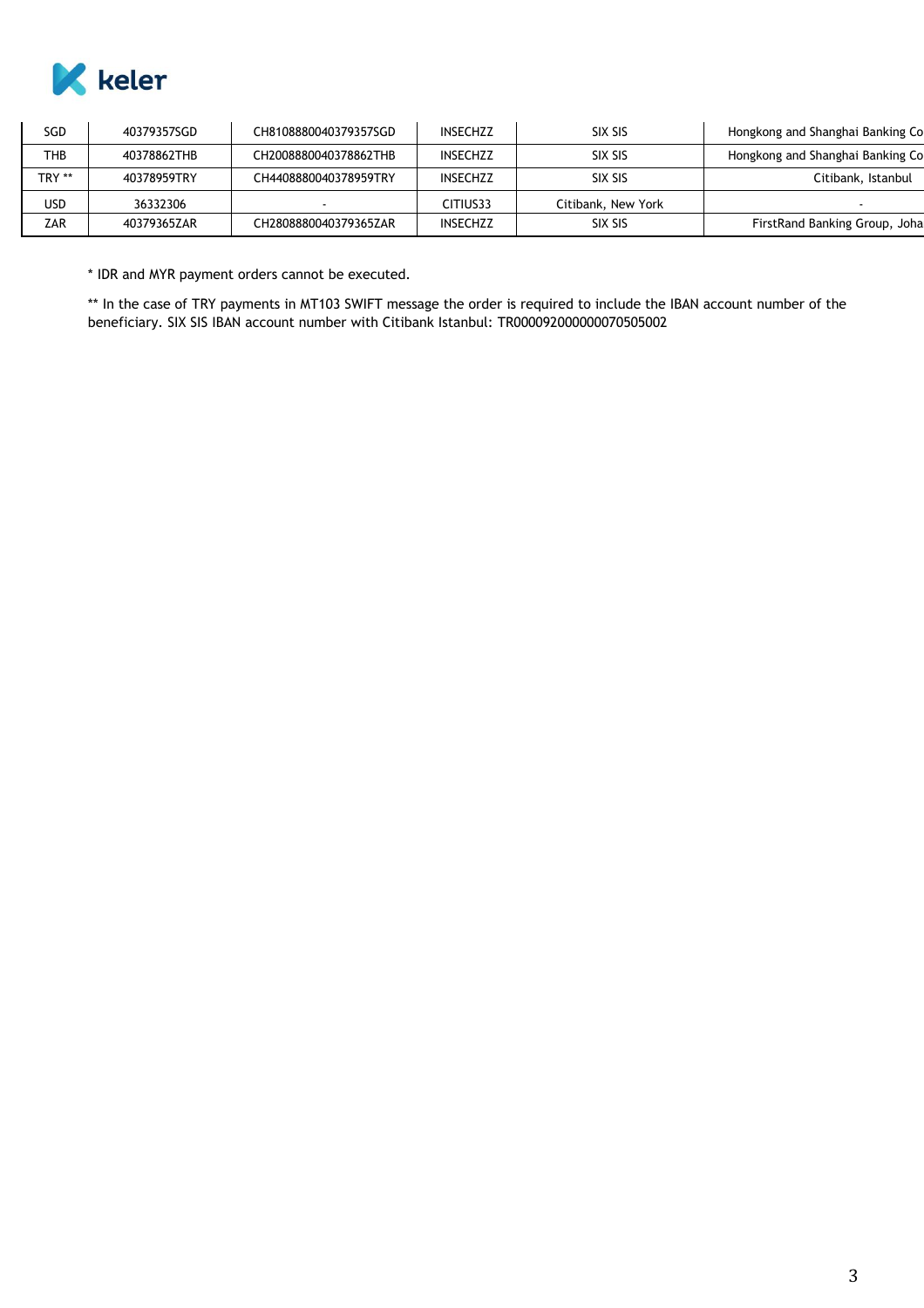| | | | | | |
|---|---|---|---|---|---|
| SGD | 40379357SGD | CH8108880040379357SGD | INSECHZZ | SIX SIS | Hongkong and Shanghai Banking Co |
| THB | 40378862THB | CH2008880040378862THB | INSECHZZ | SIX SIS | Hongkong and Shanghai Banking Co |
| TRY ** | 40378959TRY | CH4408880040378959TRY | INSECHZZ | SIX SIS | Citibank, Istanbul |
| USD | 36332306 | - | CITIUS33 | Citibank, New York | - |
| ZAR | 40379365ZAR | CH2808880040379365ZAR | INSECHZZ | SIX SIS | FirstRand Banking Group, Joha |

* IDR and MYR payment orders cannot be executed.

** In the case of TRY payments in MT103 SWIFT message the order is required to include the IBAN account number of the beneficiary. SIX SIS IBAN account number with Citibank Istanbul: TR000092000000070505002